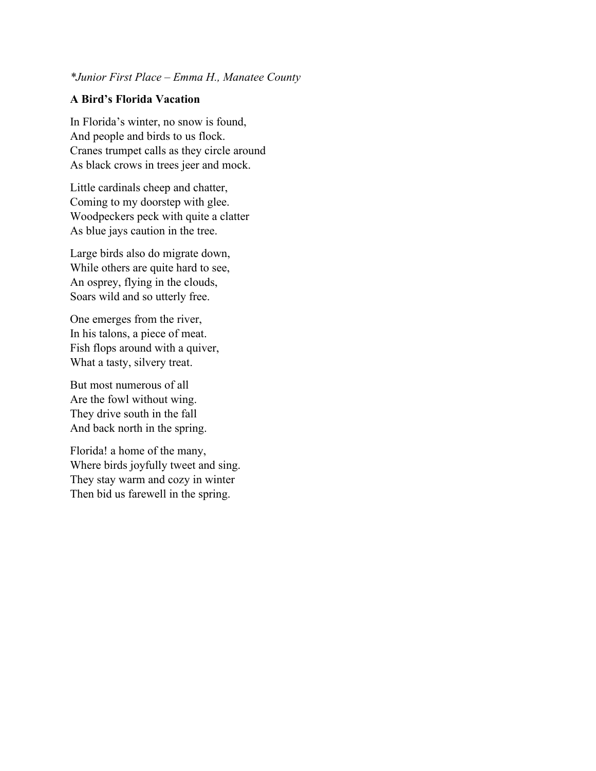*\*Junior First Place – Emma H., Manatee County*

**A Bird's Florida Vacation**

In Florida's winter, no snow is found,  
And people and birds to us flock.  
Cranes trumpet calls as they circle around  
As black crows in trees jeer and mock.

Little cardinals cheep and chatter,  
Coming to my doorstep with glee.  
Woodpeckers peck with quite a clatter  
As blue jays caution in the tree.

Large birds also do migrate down,  
While others are quite hard to see,  
An osprey, flying in the clouds,  
Soars wild and so utterly free.

One emerges from the river,  
In his talons, a piece of meat.  
Fish flops around with a quiver,  
What a tasty, silvery treat.

But most numerous of all  
Are the fowl without wing.  
They drive south in the fall  
And back north in the spring.

Florida! a home of the many,  
Where birds joyfully tweet and sing.  
They stay warm and cozy in winter  
Then bid us farewell in the spring.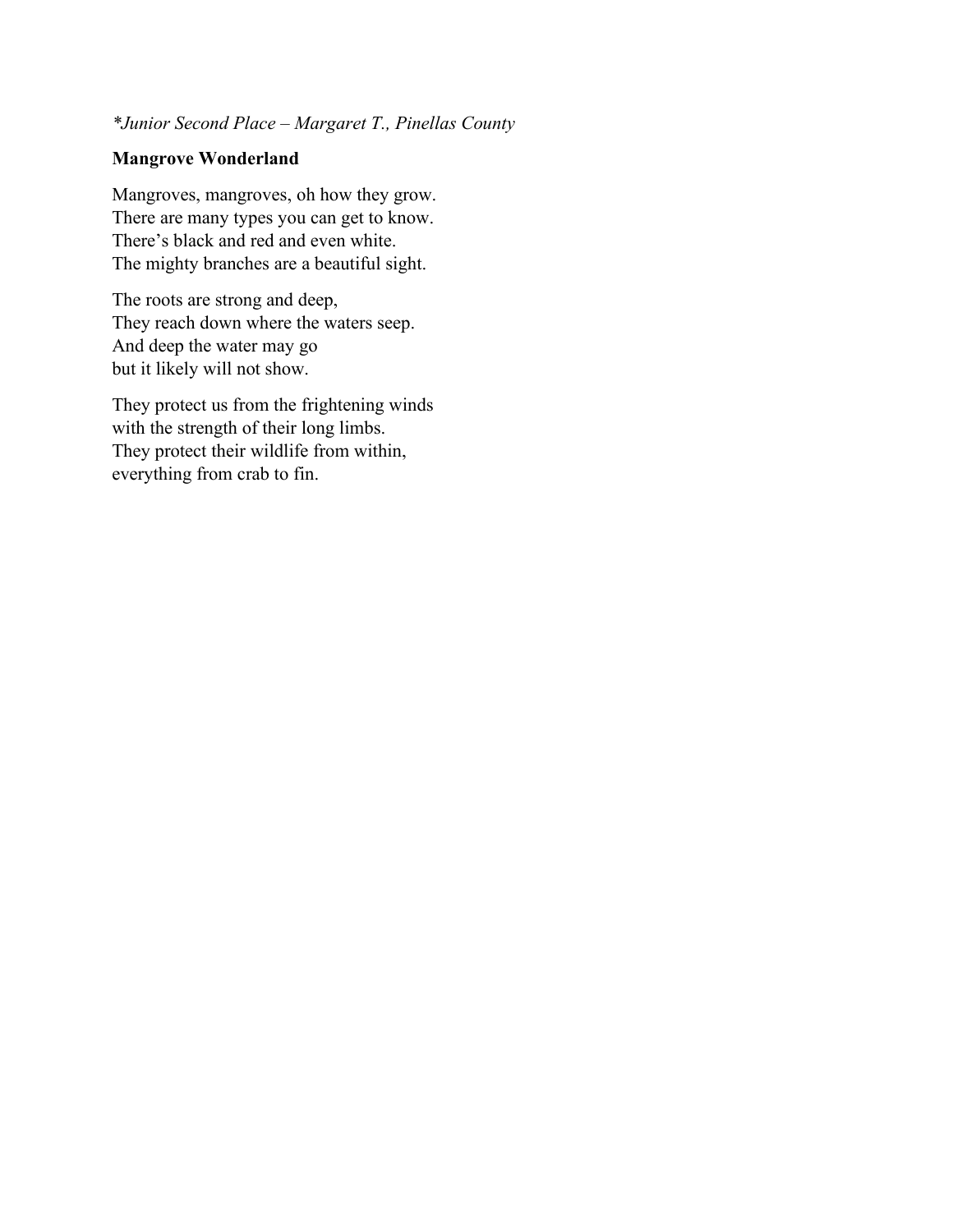*\*Junior Second Place – Margaret T., Pinellas County*

**Mangrove Wonderland**

Mangroves, mangroves, oh how they grow.  
There are many types you can get to know.  
There's black and red and even white.  
The mighty branches are a beautiful sight.

The roots are strong and deep,  
They reach down where the waters seep.  
And deep the water may go  
but it likely will not show.

They protect us from the frightening winds  
with the strength of their long limbs.  
They protect their wildlife from within,  
everything from crab to fin.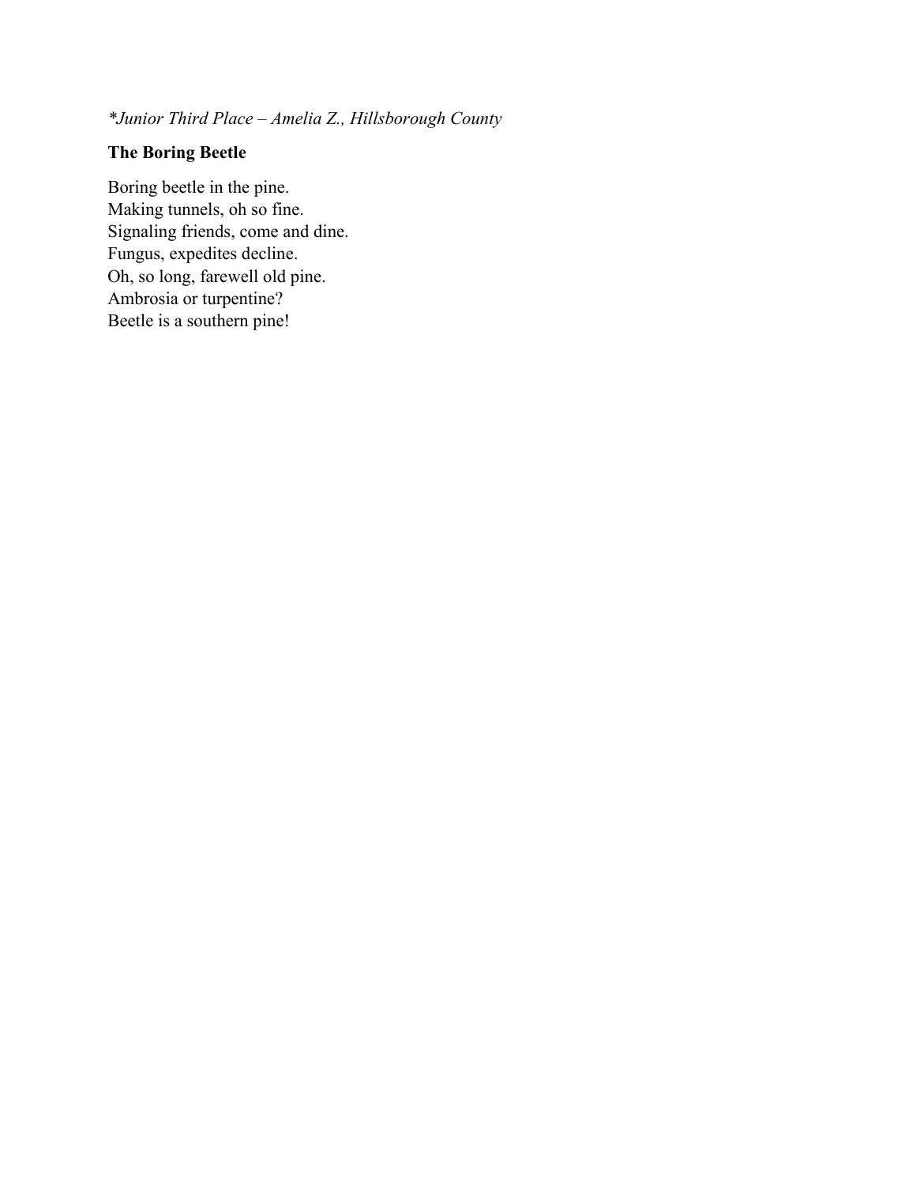*\*Junior Third Place – Amelia Z., Hillsborough County*

**The Boring Beetle**

Boring beetle in the pine.  
Making tunnels, oh so fine.  
Signaling friends, come and dine.  
Fungus, expedites decline.  
Oh, so long, farewell old pine.  
Ambrosia or turpentine?  
Beetle is a southern pine!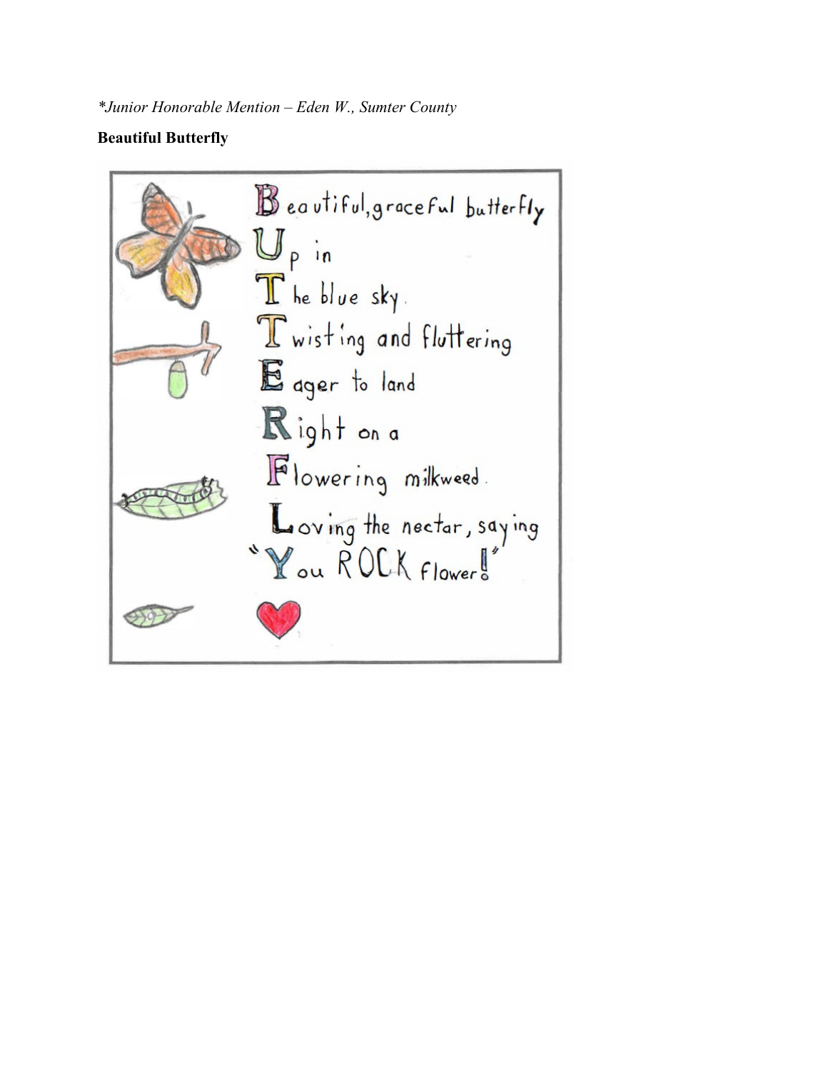*\*Junior Honorable Mention – Eden W., Sumter County*

**Beautiful Butterfly**

Beautiful, graceful butterfly
Up in
The blue sky.
Twisting and fluttering
Eager to land
Right on a
Flowering milkweed.
Loving the nectar, saying
"You ROCK flower!"